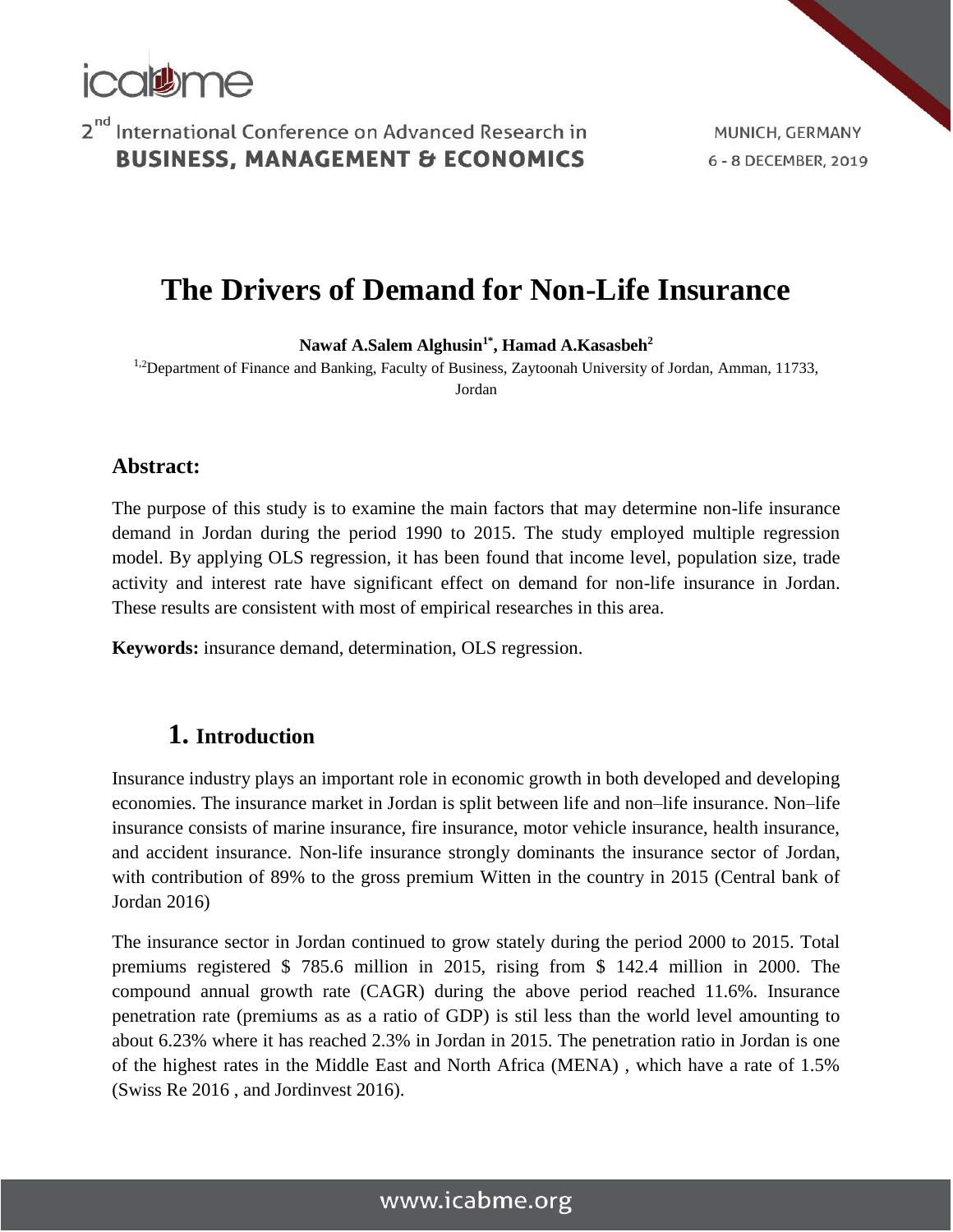# The Drivers of Demand for Non-Life Insurance

**Nawaf A.Salem Alghusin[1*], Hamad A.Kasasbeh[2]**

[1,2]Department of Finance and Banking, Faculty of Business, Zaytoonah University of Jordan, Amman, 11733, Jordan

## Abstract:

The purpose of this study is to examine the main factors that may determine non-life insurance demand in Jordan during the period 1990 to 2015. The study employed multiple regression model. By applying OLS regression, it has been found that income level, population size, trade activity and interest rate have significant effect on demand for non-life insurance in Jordan. These results are consistent with most of empirical researches in this area.

**Keywords:** insurance demand, determination, OLS regression.

## 1. Introduction

Insurance industry plays an important role in economic growth in both developed and developing economies. The insurance market in Jordan is split between life and non–life insurance. Non–life insurance consists of marine insurance, fire insurance, motor vehicle insurance, health insurance, and accident insurance. Non-life insurance strongly dominants the insurance sector of Jordan, with contribution of 89% to the gross premium Witten in the country in 2015 (Central bank of Jordan 2016)

The insurance sector in Jordan continued to grow stately during the period 2000 to 2015. Total premiums registered $ 785.6 million in 2015, rising from $ 142.4 million in 2000. The compound annual growth rate (CAGR) during the above period reached 11.6%. Insurance penetration rate (premiums as as a ratio of GDP) is stil less than the world level amounting to about 6.23% where it has reached 2.3% in Jordan in 2015. The penetration ratio in Jordan is one of the highest rates in the Middle East and North Africa (MENA) , which have a rate of 1.5% (Swiss Re 2016 , and Jordinvest 2016).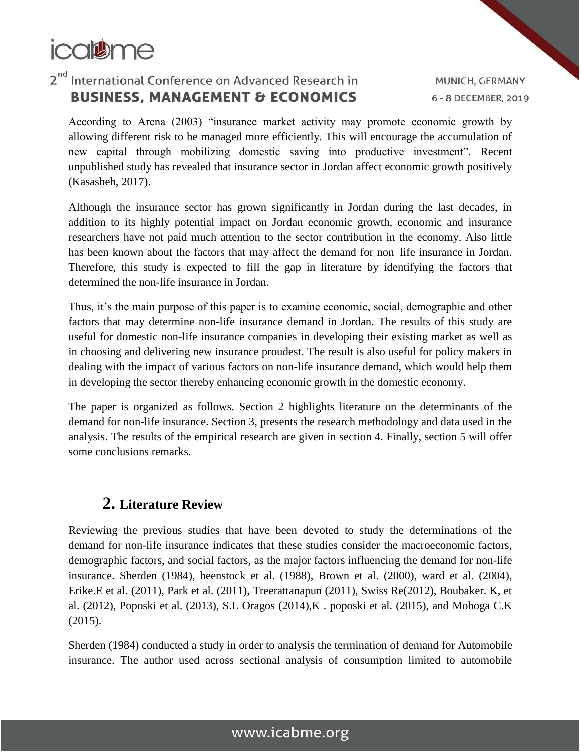According to Arena (2003) "insurance market activity may promote economic growth by allowing different risk to be managed more efficiently. This will encourage the accumulation of new capital through mobilizing domestic saving into productive investment". Recent unpublished study has revealed that insurance sector in Jordan affect economic growth positively (Kasasbeh, 2017).

Although the insurance sector has grown significantly in Jordan during the last decades, in addition to its highly potential impact on Jordan economic growth, economic and insurance researchers have not paid much attention to the sector contribution in the economy. Also little has been known about the factors that may affect the demand for non–life insurance in Jordan. Therefore, this study is expected to fill the gap in literature by identifying the factors that determined the non-life insurance in Jordan.

Thus, it's the main purpose of this paper is to examine economic, social, demographic and other factors that may determine non-life insurance demand in Jordan. The results of this study are useful for domestic non-life insurance companies in developing their existing market as well as in choosing and delivering new insurance proudest. The result is also useful for policy makers in dealing with the impact of various factors on non-life insurance demand, which would help them in developing the sector thereby enhancing economic growth in the domestic economy.

The paper is organized as follows. Section 2 highlights literature on the determinants of the demand for non-life insurance. Section 3, presents the research methodology and data used in the analysis. The results of the empirical research are given in section 4. Finally, section 5 will offer some conclusions remarks.

## 2. Literature Review

Reviewing the previous studies that have been devoted to study the determinations of the demand for non-life insurance indicates that these studies consider the macroeconomic factors, demographic factors, and social factors, as the major factors influencing the demand for non-life insurance. Sherden (1984), beenstock et al. (1988), Brown et al. (2000), ward et al. (2004), Erike.E et al. (2011), Park et al. (2011), Treerattanapun (2011), Swiss Re(2012), Boubaker. K, et al. (2012), Poposki et al. (2013), S.L Oragos (2014),K . poposki et al. (2015), and Moboga C.K (2015).

Sherden (1984) conducted a study in order to analysis the termination of demand for Automobile insurance. The author used across sectional analysis of consumption limited to automobile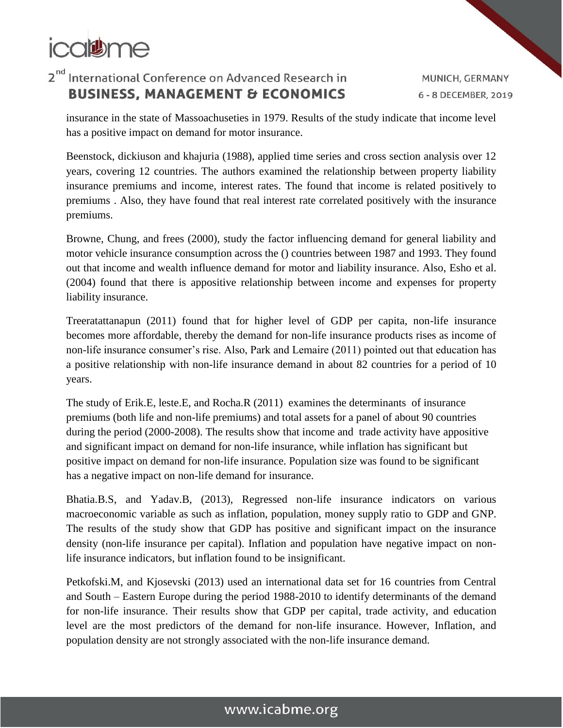insurance in the state of Massoachuseties in 1979. Results of the study indicate that income level has a positive impact on demand for motor insurance.

Beenstock, dickiuson and khajuria (1988), applied time series and cross section analysis over 12 years, covering 12 countries. The authors examined the relationship between property liability insurance premiums and income, interest rates. The found that income is related positively to premiums . Also, they have found that real interest rate correlated positively with the insurance premiums.

Browne, Chung, and frees (2000), study the factor influencing demand for general liability and motor vehicle insurance consumption across the () countries between 1987 and 1993. They found out that income and wealth influence demand for motor and liability insurance. Also, Esho et al. (2004) found that there is appositive relationship between income and expenses for property liability insurance.

Treeratattanapun (2011) found that for higher level of GDP per capita, non-life insurance becomes more affordable, thereby the demand for non-life insurance products rises as income of non-life insurance consumer's rise. Also, Park and Lemaire (2011) pointed out that education has a positive relationship with non-life insurance demand in about 82 countries for a period of 10 years.

The study of Erik.E, leste.E, and Rocha.R (2011) examines the determinants of insurance premiums (both life and non-life premiums) and total assets for a panel of about 90 countries during the period (2000-2008). The results show that income and trade activity have appositive and significant impact on demand for non-life insurance, while inflation has significant but positive impact on demand for non-life insurance. Population size was found to be significant has a negative impact on non-life demand for insurance.

Bhatia.B.S, and Yadav.B, (2013), Regressed non-life insurance indicators on various macroeconomic variable as such as inflation, population, money supply ratio to GDP and GNP. The results of the study show that GDP has positive and significant impact on the insurance density (non-life insurance per capital). Inflation and population have negative impact on non-life insurance indicators, but inflation found to be insignificant.

Petkofski.M, and Kjosevski (2013) used an international data set for 16 countries from Central and South – Eastern Europe during the period 1988-2010 to identify determinants of the demand for non-life insurance. Their results show that GDP per capital, trade activity, and education level are the most predictors of the demand for non-life insurance. However, Inflation, and population density are not strongly associated with the non-life insurance demand.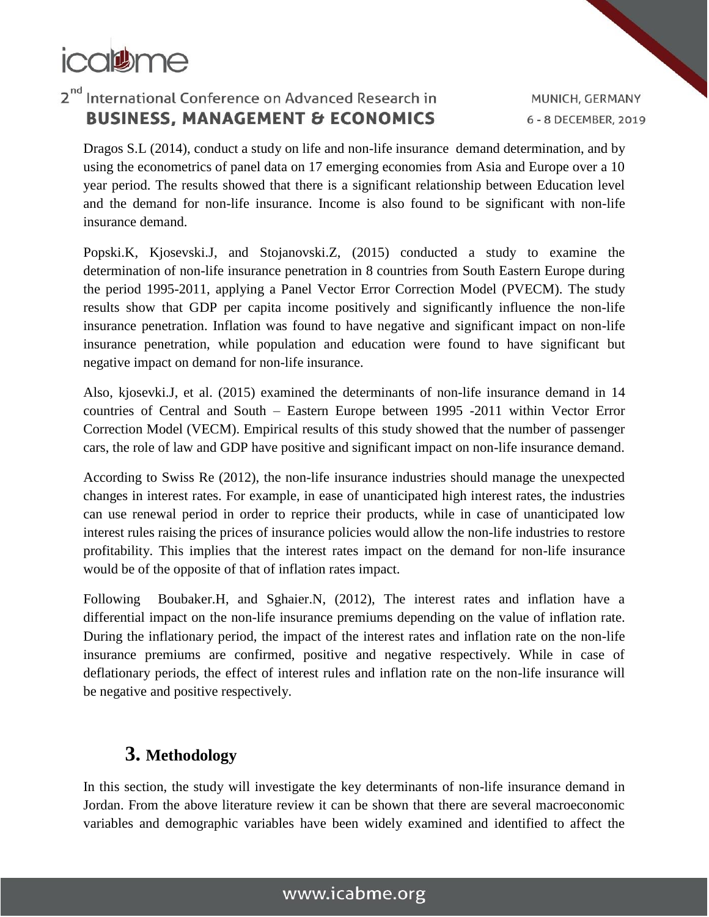Dragos S.L (2014), conduct a study on life and non-life insurance demand determination, and by using the econometrics of panel data on 17 emerging economies from Asia and Europe over a 10 year period. The results showed that there is a significant relationship between Education level and the demand for non-life insurance. Income is also found to be significant with non-life insurance demand.

Popski.K, Kjosevski.J, and Stojanovski.Z, (2015) conducted a study to examine the determination of non-life insurance penetration in 8 countries from South Eastern Europe during the period 1995-2011, applying a Panel Vector Error Correction Model (PVECM). The study results show that GDP per capita income positively and significantly influence the non-life insurance penetration. Inflation was found to have negative and significant impact on non-life insurance penetration, while population and education were found to have significant but negative impact on demand for non-life insurance.

Also, kjosevki.J, et al. (2015) examined the determinants of non-life insurance demand in 14 countries of Central and South – Eastern Europe between 1995 -2011 within Vector Error Correction Model (VECM). Empirical results of this study showed that the number of passenger cars, the role of law and GDP have positive and significant impact on non-life insurance demand.

According to Swiss Re (2012), the non-life insurance industries should manage the unexpected changes in interest rates. For example, in ease of unanticipated high interest rates, the industries can use renewal period in order to reprice their products, while in case of unanticipated low interest rules raising the prices of insurance policies would allow the non-life industries to restore profitability. This implies that the interest rates impact on the demand for non-life insurance would be of the opposite of that of inflation rates impact.

Following Boubaker.H, and Sghaier.N, (2012), The interest rates and inflation have a differential impact on the non-life insurance premiums depending on the value of inflation rate. During the inflationary period, the impact of the interest rates and inflation rate on the non-life insurance premiums are confirmed, positive and negative respectively. While in case of deflationary periods, the effect of interest rules and inflation rate on the non-life insurance will be negative and positive respectively.

## 3. Methodology

In this section, the study will investigate the key determinants of non-life insurance demand in Jordan. From the above literature review it can be shown that there are several macroeconomic variables and demographic variables have been widely examined and identified to affect the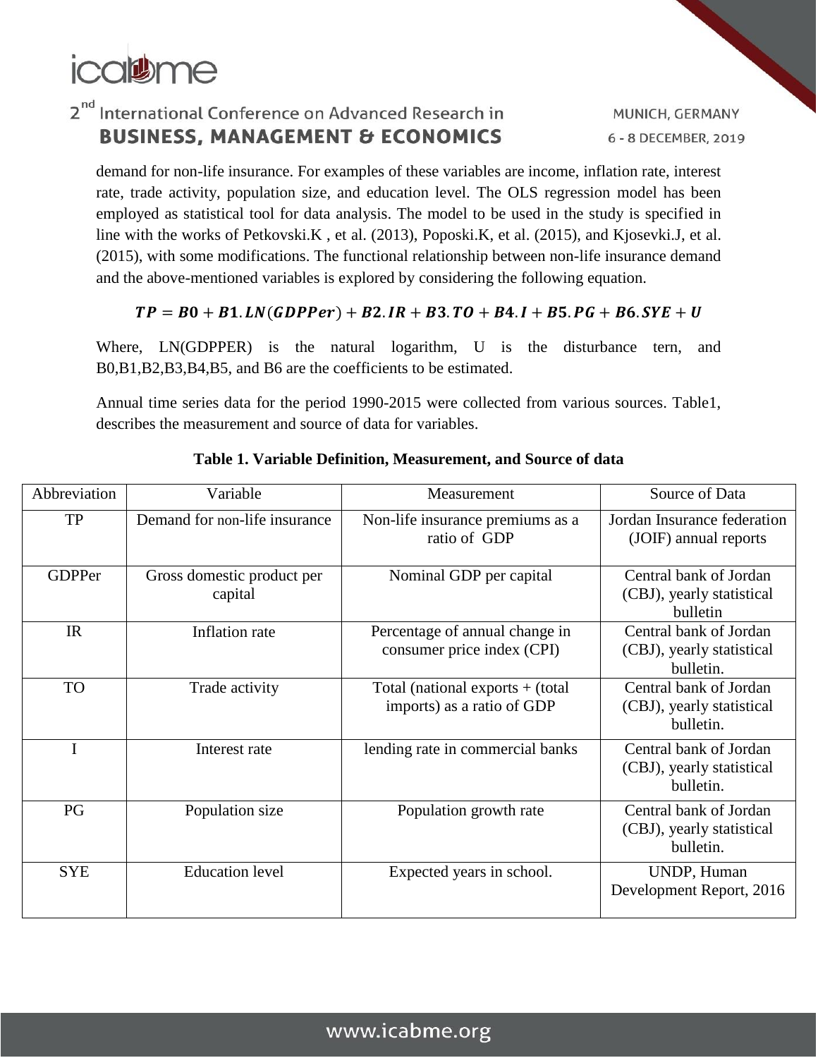demand for non-life insurance. For examples of these variables are income, inflation rate, interest rate, trade activity, population size, and education level. The OLS regression model has been employed as statistical tool for data analysis. The model to be used in the study is specified in line with the works of Petkovski.K , et al. (2013), Poposki.K, et al. (2015), and Kjosevki.J, et al. (2015), with some modifications. The functional relationship between non-life insurance demand and the above-mentioned variables is explored by considering the following equation.

$$TP = B0 + B1.LN(GDPPer) + B2.IR + B3.TO + B4.I + B5.PG + B6.SYE + U$$

Where, LN(GDPPER) is the natural logarithm, U is the disturbance tern, and B0,B1,B2,B3,B4,B5, and B6 are the coefficients to be estimated.

Annual time series data for the period 1990-2015 were collected from various sources. Table1, describes the measurement and source of data for variables.

**Table 1. Variable Definition, Measurement, and Source of data**

| Abbreviation | Variable | Measurement | Source of Data |
|---|---|---|---|
| TP | Demand for non-life insurance | Non-life insurance premiums as a ratio of GDP | Jordan Insurance federation (JOIF) annual reports |
| GDPPer | Gross domestic product per capital | Nominal GDP per capital | Central bank of Jordan (CBJ), yearly statistical bulletin |
| IR | Inflation rate | Percentage of annual change in consumer price index (CPI) | Central bank of Jordan (CBJ), yearly statistical bulletin. |
| TO | Trade activity | Total (national exports + (total imports) as a ratio of GDP | Central bank of Jordan (CBJ), yearly statistical bulletin. |
| I | Interest rate | lending rate in commercial banks | Central bank of Jordan (CBJ), yearly statistical bulletin. |
| PG | Population size | Population growth rate | Central bank of Jordan (CBJ), yearly statistical bulletin. |
| SYE | Education level | Expected years in school. | UNDP, Human Development Report, 2016 |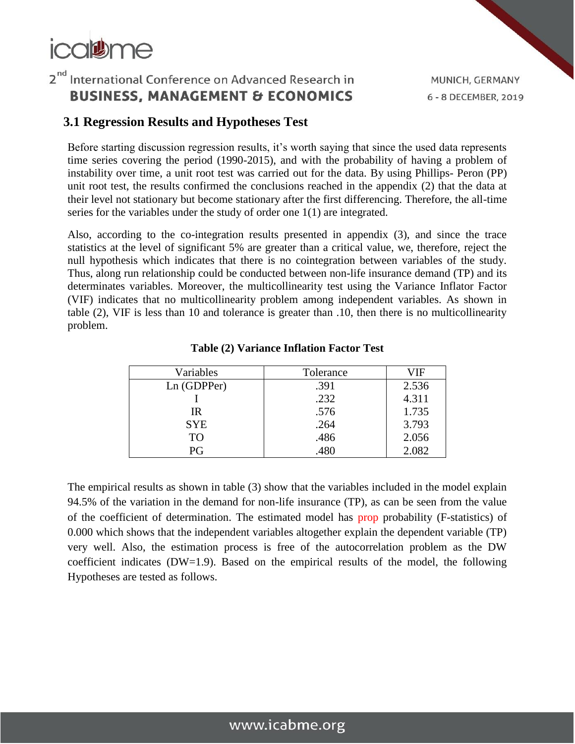### 3.1 Regression Results and Hypotheses Test

Before starting discussion regression results, it's worth saying that since the used data represents time series covering the period (1990-2015), and with the probability of having a problem of instability over time, a unit root test was carried out for the data. By using Phillips- Peron (PP) unit root test, the results confirmed the conclusions reached in the appendix (2) that the data at their level not stationary but become stationary after the first differencing. Therefore, the all-time series for the variables under the study of order one 1(1) are integrated.

Also, according to the co-integration results presented in appendix (3), and since the trace statistics at the level of significant 5% are greater than a critical value, we, therefore, reject the null hypothesis which indicates that there is no cointegration between variables of the study. Thus, along run relationship could be conducted between non-life insurance demand (TP) and its determinates variables. Moreover, the multicollinearity test using the Variance Inflator Factor (VIF) indicates that no multicollinearity problem among independent variables. As shown in table (2), VIF is less than 10 and tolerance is greater than .10, then there is no multicollinearity problem.

**Table (2) Variance Inflation Factor Test**

| Variables | Tolerance | VIF |
|---|---|---|
| Ln (GDPPer) | .391 | 2.536 |
| I | .232 | 4.311 |
| IR | .576 | 1.735 |
| SYE | .264 | 3.793 |
| TO | .486 | 2.056 |
| PG | .480 | 2.082 |

The empirical results as shown in table (3) show that the variables included in the model explain 94.5% of the variation in the demand for non-life insurance (TP), as can be seen from the value of the coefficient of determination. The estimated model has prop probability (F-statistics) of 0.000 which shows that the independent variables altogether explain the dependent variable (TP) very well. Also, the estimation process is free of the autocorrelation problem as the DW coefficient indicates (DW=1.9). Based on the empirical results of the model, the following Hypotheses are tested as follows.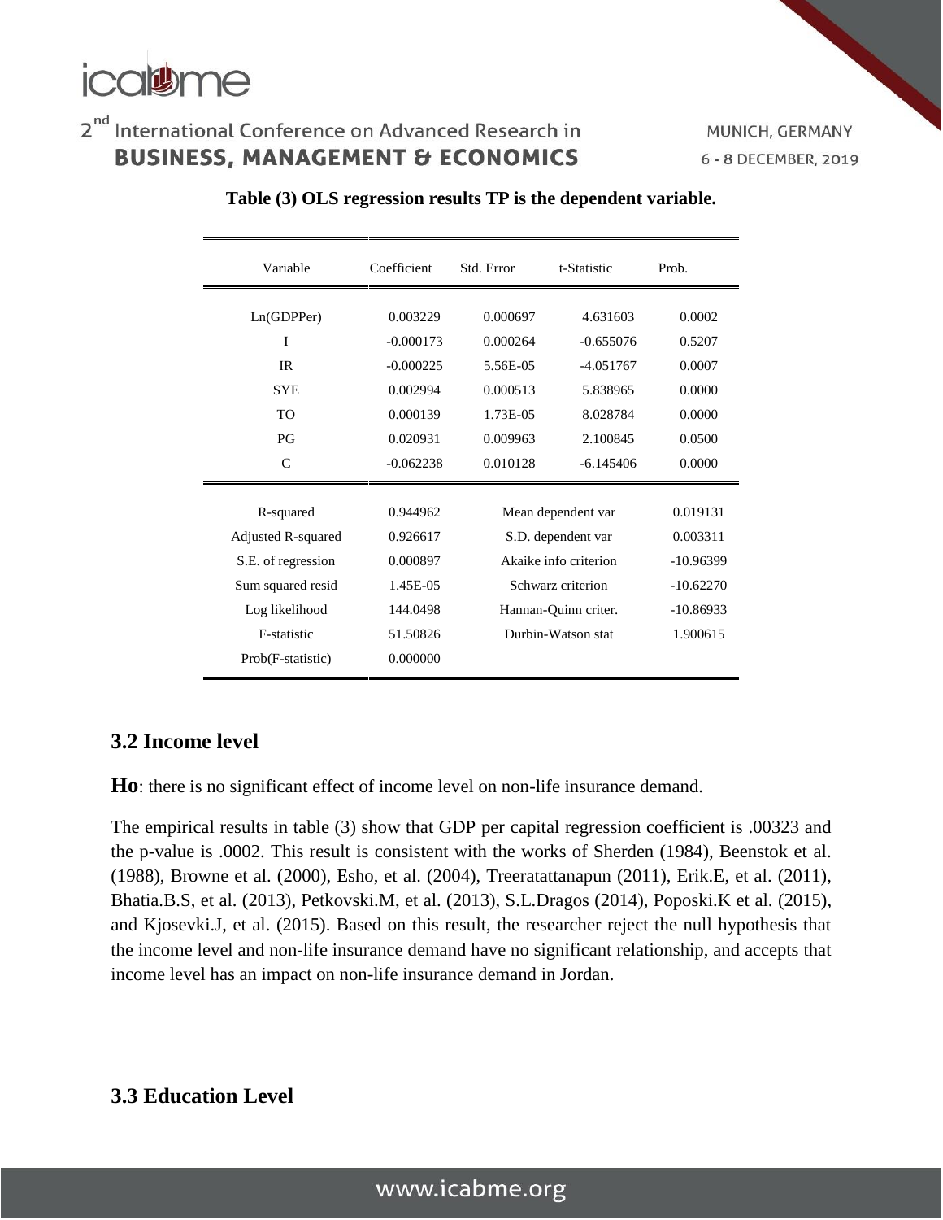**Table (3) OLS regression results TP is the dependent variable.**

| Variable | Coefficient | Std. Error | t-Statistic | Prob. |
|---|---|---|---|---|
| Ln(GDPPer) | 0.003229 | 0.000697 | 4.631603 | 0.0002 |
| I | -0.000173 | 0.000264 | -0.655076 | 0.5207 |
| IR | -0.000225 | 5.56E-05 | -4.051767 | 0.0007 |
| SYE | 0.002994 | 0.000513 | 5.838965 | 0.0000 |
| TO | 0.000139 | 1.73E-05 | 8.028784 | 0.0000 |
| PG | 0.020931 | 0.009963 | 2.100845 | 0.0500 |
| C | -0.062238 | 0.010128 | -6.145406 | 0.0000 |
| R-squared | 0.944962 | Mean dependent var | | 0.019131 |
| Adjusted R-squared | 0.926617 | S.D. dependent var | | 0.003311 |
| S.E. of regression | 0.000897 | Akaike info criterion | | -10.96399 |
| Sum squared resid | 1.45E-05 | Schwarz criterion | | -10.62270 |
| Log likelihood | 144.0498 | Hannan-Quinn criter. | | -10.86933 |
| F-statistic | 51.50826 | Durbin-Watson stat | | 1.900615 |
| Prob(F-statistic) | 0.000000 | | | |

## 3.2 Income level

**Ho**: there is no significant effect of income level on non-life insurance demand.

The empirical results in table (3) show that GDP per capital regression coefficient is .00323 and the p-value is .0002. This result is consistent with the works of Sherden (1984), Beenstok et al. (1988), Browne et al. (2000), Esho, et al. (2004), Treeratattanapun (2011), Erik.E, et al. (2011), Bhatia.B.S, et al. (2013), Petkovski.M, et al. (2013), S.L.Dragos (2014), Poposki.K et al. (2015), and Kjosevki.J, et al. (2015). Based on this result, the researcher reject the null hypothesis that the income level and non-life insurance demand have no significant relationship, and accepts that income level has an impact on non-life insurance demand in Jordan.

## 3.3 Education Level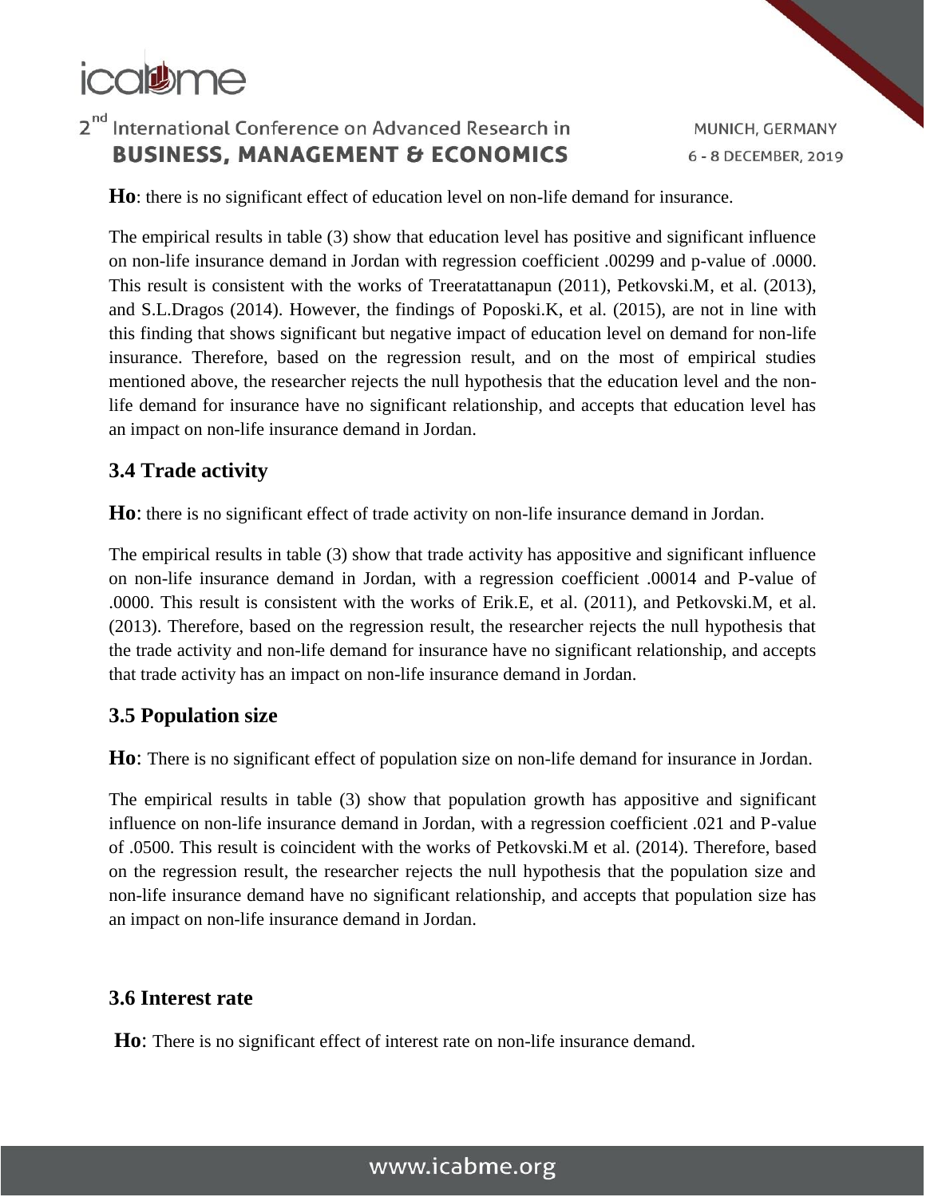**Ho**: there is no significant effect of education level on non-life demand for insurance.

The empirical results in table (3) show that education level has positive and significant influence on non-life insurance demand in Jordan with regression coefficient .00299 and p-value of .0000. This result is consistent with the works of Treeratattanapun (2011), Petkovski.M, et al. (2013), and S.L.Dragos (2014). However, the findings of Poposki.K, et al. (2015), are not in line with this finding that shows significant but negative impact of education level on demand for non-life insurance. Therefore, based on the regression result, and on the most of empirical studies mentioned above, the researcher rejects the null hypothesis that the education level and the non-life demand for insurance have no significant relationship, and accepts that education level has an impact on non-life insurance demand in Jordan.

## 3.4 Trade activity

**Ho**: there is no significant effect of trade activity on non-life insurance demand in Jordan.

The empirical results in table (3) show that trade activity has appositive and significant influence on non-life insurance demand in Jordan, with a regression coefficient .00014 and P-value of .0000. This result is consistent with the works of Erik.E, et al. (2011), and Petkovski.M, et al. (2013). Therefore, based on the regression result, the researcher rejects the null hypothesis that the trade activity and non-life demand for insurance have no significant relationship, and accepts that trade activity has an impact on non-life insurance demand in Jordan.

## 3.5 Population size

**Ho**: There is no significant effect of population size on non-life demand for insurance in Jordan.

The empirical results in table (3) show that population growth has appositive and significant influence on non-life insurance demand in Jordan, with a regression coefficient .021 and P-value of .0500. This result is coincident with the works of Petkovski.M et al. (2014). Therefore, based on the regression result, the researcher rejects the null hypothesis that the population size and non-life insurance demand have no significant relationship, and accepts that population size has an impact on non-life insurance demand in Jordan.

## 3.6 Interest rate

**Ho**: There is no significant effect of interest rate on non-life insurance demand.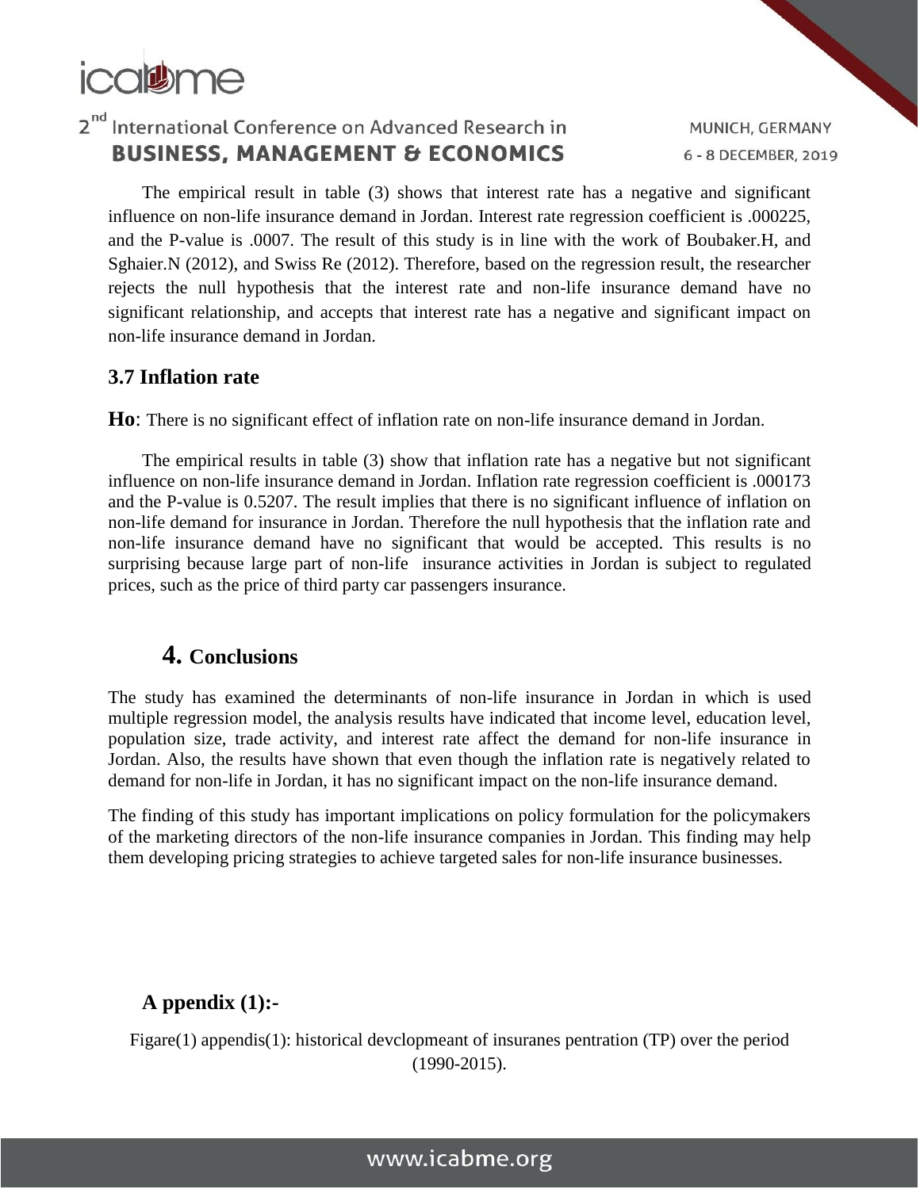The empirical result in table (3) shows that interest rate has a negative and significant influence on non-life insurance demand in Jordan. Interest rate regression coefficient is .000225, and the P-value is .0007. The result of this study is in line with the work of Boubaker.H, and Sghaier.N (2012), and Swiss Re (2012). Therefore, based on the regression result, the researcher rejects the null hypothesis that the interest rate and non-life insurance demand have no significant relationship, and accepts that interest rate has a negative and significant impact on non-life insurance demand in Jordan.

### 3.7 Inflation rate

**Ho**: There is no significant effect of inflation rate on non-life insurance demand in Jordan.

The empirical results in table (3) show that inflation rate has a negative but not significant influence on non-life insurance demand in Jordan. Inflation rate regression coefficient is .000173 and the P-value is 0.5207. The result implies that there is no significant influence of inflation on non-life demand for insurance in Jordan. Therefore the null hypothesis that the inflation rate and non-life insurance demand have no significant that would be accepted. This results is no surprising because large part of non-life insurance activities in Jordan is subject to regulated prices, such as the price of third party car passengers insurance.

## 4. Conclusions

The study has examined the determinants of non-life insurance in Jordan in which is used multiple regression model, the analysis results have indicated that income level, education level, population size, trade activity, and interest rate affect the demand for non-life insurance in Jordan. Also, the results have shown that even though the inflation rate is negatively related to demand for non-life in Jordan, it has no significant impact on the non-life insurance demand.

The finding of this study has important implications on policy formulation for the policymakers of the marketing directors of the non-life insurance companies in Jordan. This finding may help them developing pricing strategies to achieve targeted sales for non-life insurance businesses.

### A ppendix (1):-

Figare(1) appendis(1): historical devclopmeant of insuranes pentration (TP) over the period (1990-2015).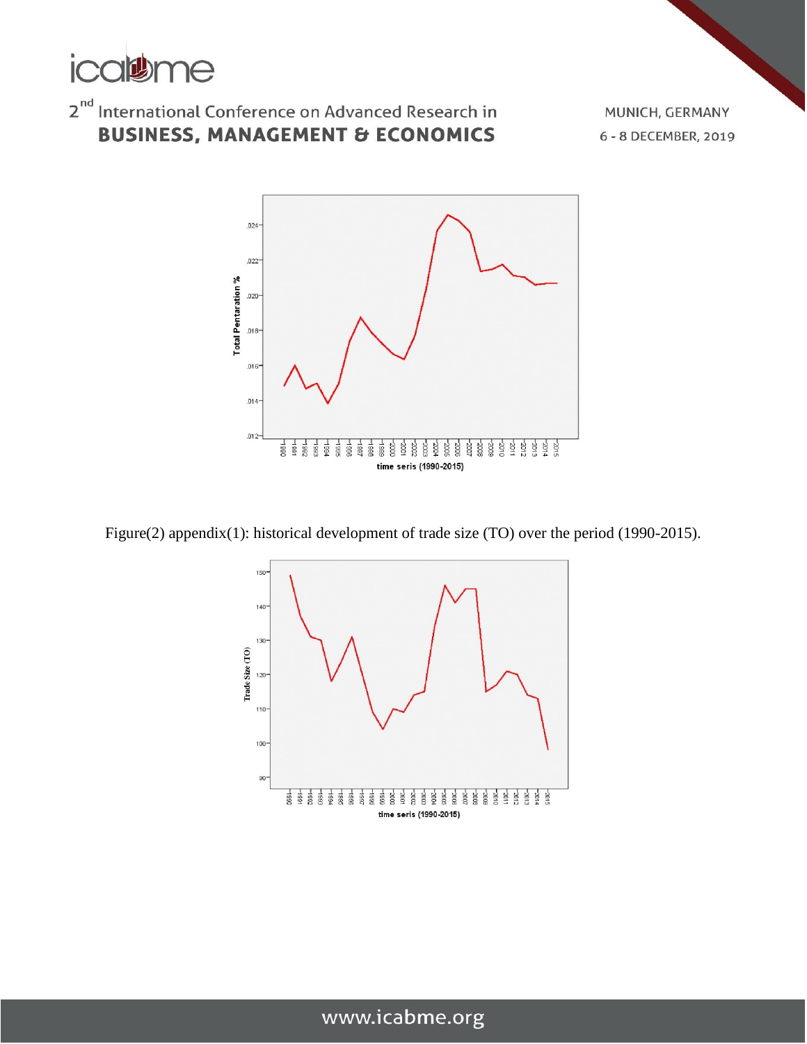Figure(2) appendix(1): historical development of trade size (TO) over the period (1990-2015).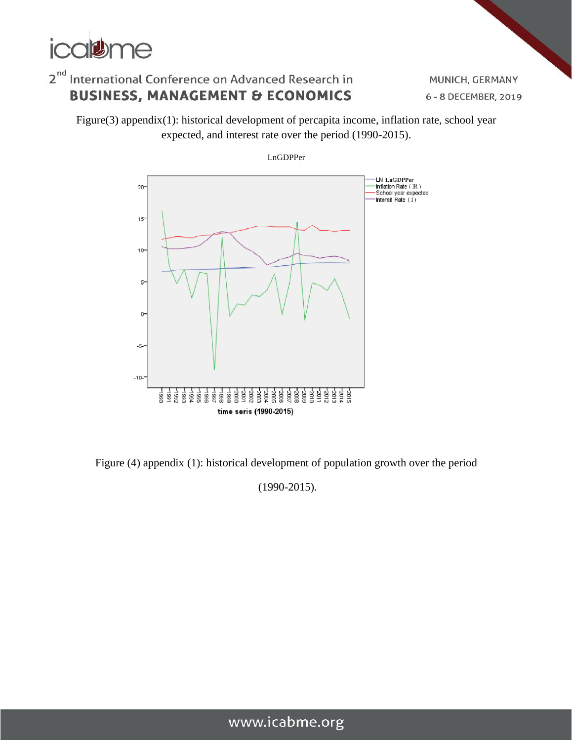Figure(3) appendix(1): historical development of percapita income, inflation rate, school year expected, and interest rate over the period (1990-2015).

Figure (4) appendix (1): historical development of population growth over the period

(1990-2015).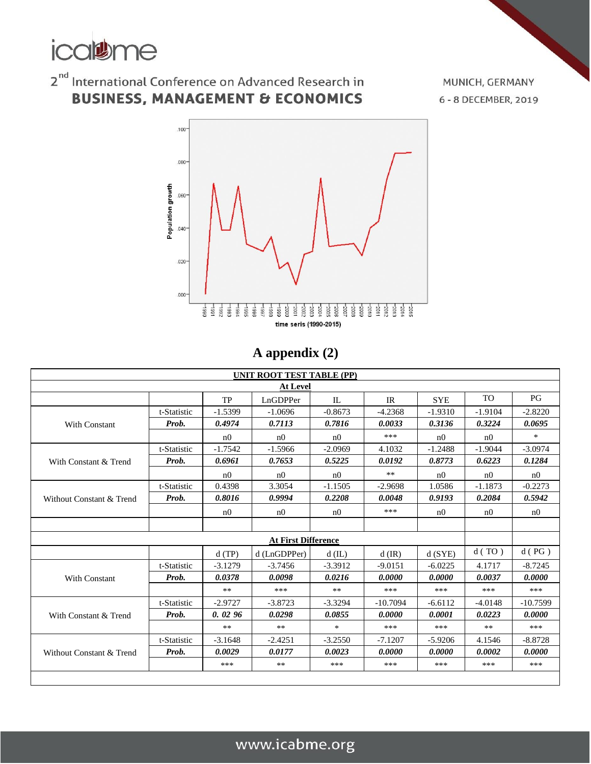# A appendix (2)

| UNIT ROOT TEST TABLE (PP) | | | | | | | | |
|---|---|---|---|---|---|---|---|---|
| **At Level** | | | | | | | | |
| | | TP | LnGDPPer | IL | IR | SYE | TO | PG |
| With Constant | t-Statistic | -1.5399 | -1.0696 | -0.8673 | -4.2368 | -1.9310 | -1.9104 | -2.8220 |
| | ***Prob.*** | ***0.4974*** | ***0.7113*** | ***0.7816*** | ***0.0033*** | ***0.3136*** | ***0.3224*** | ***0.0695*** |
| | | n0 | n0 | n0 | *** | n0 | n0 | * |
| With Constant & Trend | t-Statistic | -1.7542 | -1.5966 | -2.0969 | 4.1032 | -1.2488 | -1.9044 | -3.0974 |
| | ***Prob.*** | ***0.6961*** | ***0.7653*** | ***0.5225*** | ***0.0192*** | ***0.8773*** | ***0.6223*** | ***0.1284*** |
| | | n0 | n0 | n0 | ** | n0 | n0 | n0 |
| Without Constant & Trend | t-Statistic | 0.4398 | 3.3054 | -1.1505 | -2.9698 | 1.0586 | -1.1873 | -0.2273 |
| | ***Prob.*** | ***0.8016*** | ***0.9994*** | ***0.2208*** | ***0.0048*** | ***0.9193*** | ***0.2084*** | ***0.5942*** |
| | | n0 | n0 | n0 | *** | n0 | n0 | n0 |
| | | | | | | | | |
| **At First Difference** | | | | | | | | |
| | | d (TP) | d (LnGDPPer) | d (IL) | d (IR) | d (SYE) | d ( TO ) | d ( PG ) |
| With Constant | t-Statistic | -3.1279 | -3.7456 | -3.3912 | -9.0151 | -6.0225 | 4.1717 | -8.7245 |
| | ***Prob.*** | ***0.0378*** | ***0.0098*** | ***0.0216*** | ***0.0000*** | ***0.0000*** | ***0.0037*** | ***0.0000*** |
| | | ** | *** | ** | *** | *** | *** | *** |
| With Constant & Trend | t-Statistic | -2.9727 | -3.8723 | -3.3294 | -10.7094 | -6.6112 | -4.0148 | -10.7599 |
| | ***Prob.*** | ***0. 02 96*** | ***0.0298*** | ***0.0855*** | ***0.0000*** | ***0.0001*** | ***0.0223*** | ***0.0000*** |
| | | ** | ** | * | *** | *** | ** | *** |
| Without Constant & Trend | t-Statistic | -3.1648 | -2.4251 | -3.2550 | -7.1207 | -5.9206 | 4.1546 | -8.8728 |
| | ***Prob.*** | ***0.0029*** | ***0.0177*** | ***0.0023*** | ***0.0000*** | ***0.0000*** | ***0.0002*** | ***0.0000*** |
| | | *** | ** | *** | *** | *** | *** | *** |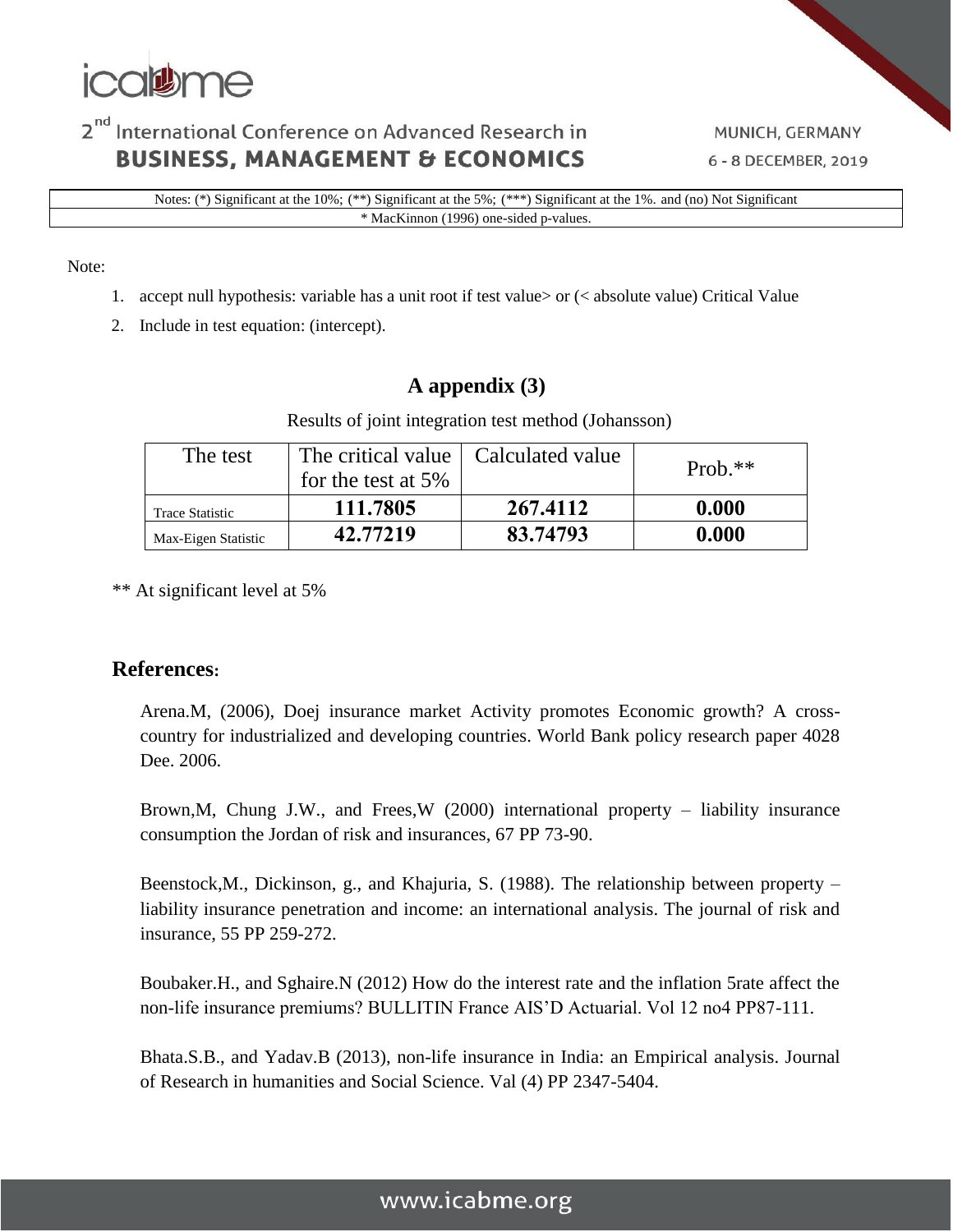| Notes: (*) Significant at the 10%; (**) Significant at the 5%; (***) Significant at the 1%. and (no) Not Significant |
|---|
| * MacKinnon (1996) one-sided p-values. |

Note:

1. accept null hypothesis: variable has a unit root if test value> or (< absolute value) Critical Value
2. Include in test equation: (intercept).

## A appendix (3)

Results of joint integration test method (Johansson)

| The test | The critical value for the test at 5% | Calculated value | Prob.** |
|---|---|---|---|
| Trace Statistic | **111.7805** | **267.4112** | **0.000** |
| Max-Eigen Statistic | **42.77219** | **83.74793** | **0.000** |

** At significant level at 5%

## References:

Arena.M, (2006), Doej insurance market Activity promotes Economic growth? A cross-country for industrialized and developing countries. World Bank policy research paper 4028 Dee. 2006.

Brown,M, Chung J.W., and Frees,W (2000) international property – liability insurance consumption the Jordan of risk and insurances, 67 PP 73-90.

Beenstock,M., Dickinson, g., and Khajuria, S. (1988). The relationship between property – liability insurance penetration and income: an international analysis. The journal of risk and insurance, 55 PP 259-272.

Boubaker.H., and Sghaire.N (2012) How do the interest rate and the inflation 5rate affect the non-life insurance premiums? BULLITIN France AIS'D Actuarial. Vol 12 no4 PP87-111.

Bhata.S.B., and Yadav.B (2013), non-life insurance in India: an Empirical analysis. Journal of Research in humanities and Social Science. Val (4) PP 2347-5404.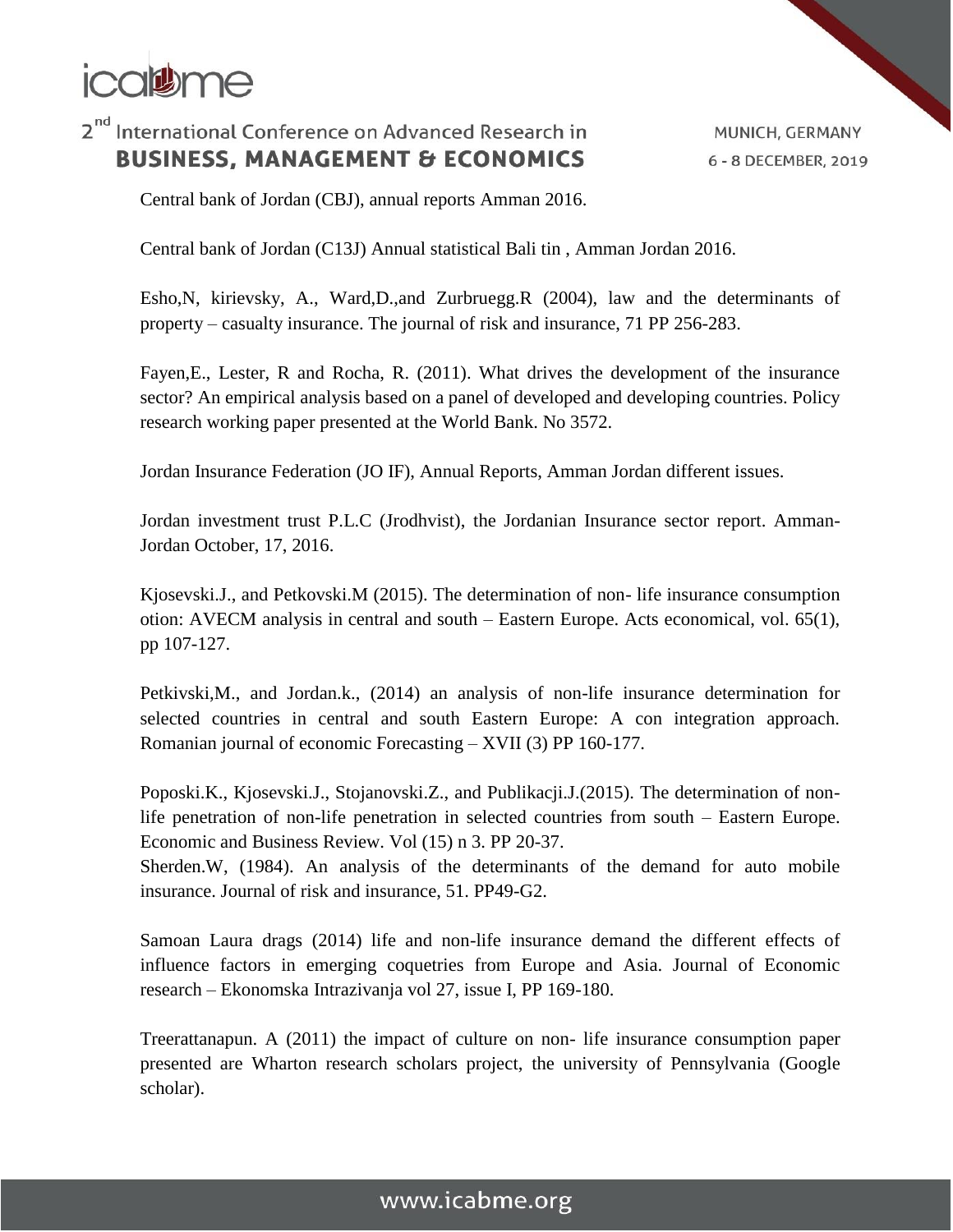Central bank of Jordan (CBJ), annual reports Amman 2016.

Central bank of Jordan (C13J) Annual statistical Bali tin , Amman Jordan 2016.

Esho,N, kirievsky, A., Ward,D.,and Zurbruegg.R (2004), law and the determinants of property – casualty insurance. The journal of risk and insurance, 71 PP 256-283.

Fayen,E., Lester, R and Rocha, R. (2011). What drives the development of the insurance sector? An empirical analysis based on a panel of developed and developing countries. Policy research working paper presented at the World Bank. No 3572.

Jordan Insurance Federation (JO IF), Annual Reports, Amman Jordan different issues.

Jordan investment trust P.L.C (Jrodhvist), the Jordanian Insurance sector report. Amman-Jordan October, 17, 2016.

Kjosevski.J., and Petkovski.M (2015). The determination of non- life insurance consumption otion: AVECM analysis in central and south – Eastern Europe. Acts economical, vol. 65(1), pp 107-127.

Petkivski,M., and Jordan.k., (2014) an analysis of non-life insurance determination for selected countries in central and south Eastern Europe: A con integration approach. Romanian journal of economic Forecasting – XVII (3) PP 160-177.

Poposki.K., Kjosevski.J., Stojanovski.Z., and Publikacji.J.(2015). The determination of non-life penetration of non-life penetration in selected countries from south – Eastern Europe. Economic and Business Review. Vol (15) n 3. PP 20-37.

Sherden.W, (1984). An analysis of the determinants of the demand for auto mobile insurance. Journal of risk and insurance, 51. PP49-G2.

Samoan Laura drags (2014) life and non-life insurance demand the different effects of influence factors in emerging coquetries from Europe and Asia. Journal of Economic research – Ekonomska Intrazivanja vol 27, issue I, PP 169-180.

Treerattanapun. A (2011) the impact of culture on non- life insurance consumption paper presented are Wharton research scholars project, the university of Pennsylvania (Google scholar).